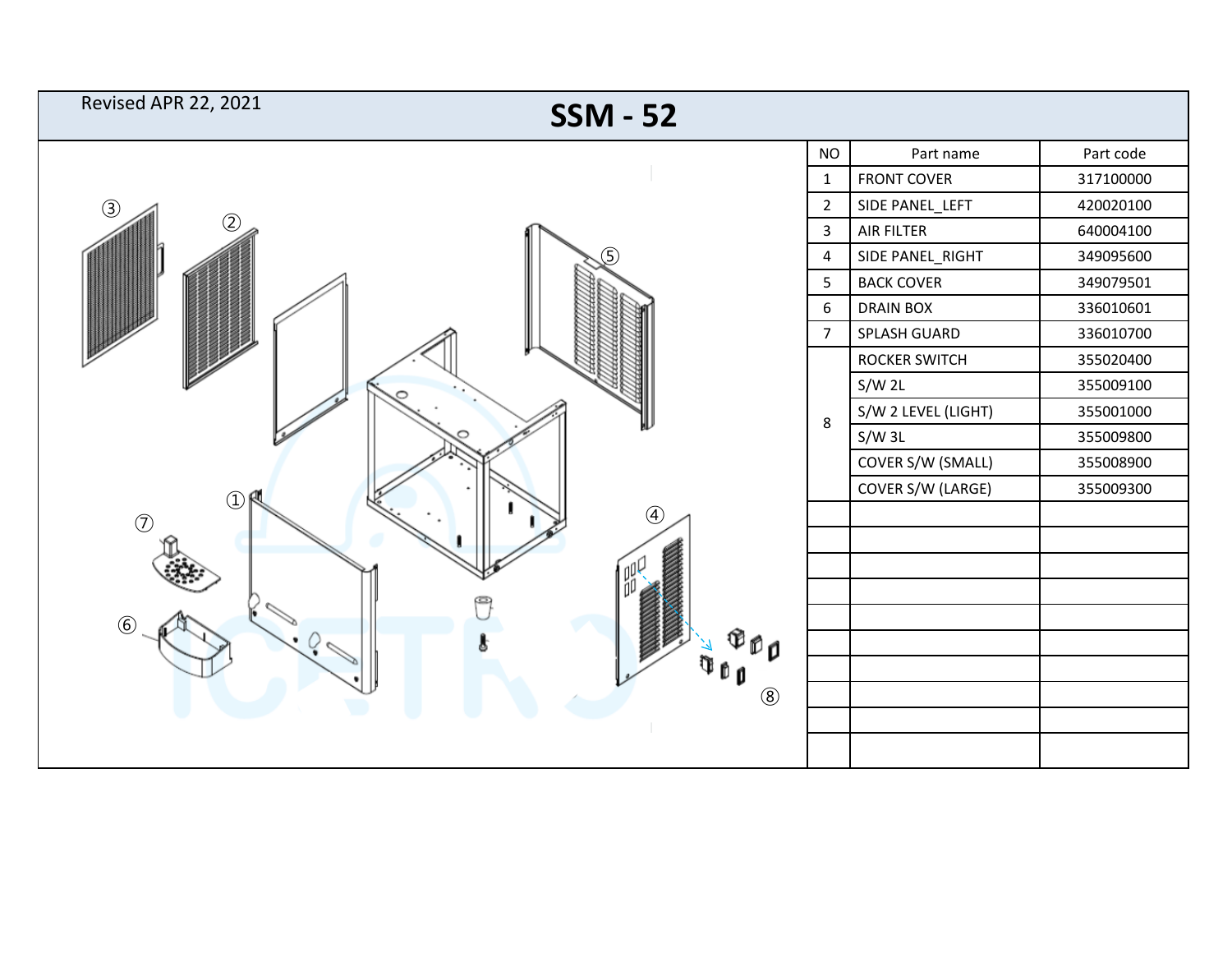Revised APR 22, 2021

# SSM - 52

| NO | Part name | Part code |
|---|---|---|
| 1 | FRONT COVER | 317100000 |
| 2 | SIDE PANEL_LEFT | 420020100 |
| 3 | AIR FILTER | 640004100 |
| 4 | SIDE PANEL_RIGHT | 349095600 |
| 5 | BACK COVER | 349079501 |
| 6 | DRAIN BOX | 336010601 |
| 7 | SPLASH GUARD | 336010700 |
| 8 | ROCKER SWITCH | 355020400 |
| | S/W 2L | 355009100 |
| | S/W 2 LEVEL (LIGHT) | 355001000 |
| | S/W 3L | 355009800 |
| | COVER S/W (SMALL) | 355008900 |
| | COVER S/W (LARGE) | 355009300 |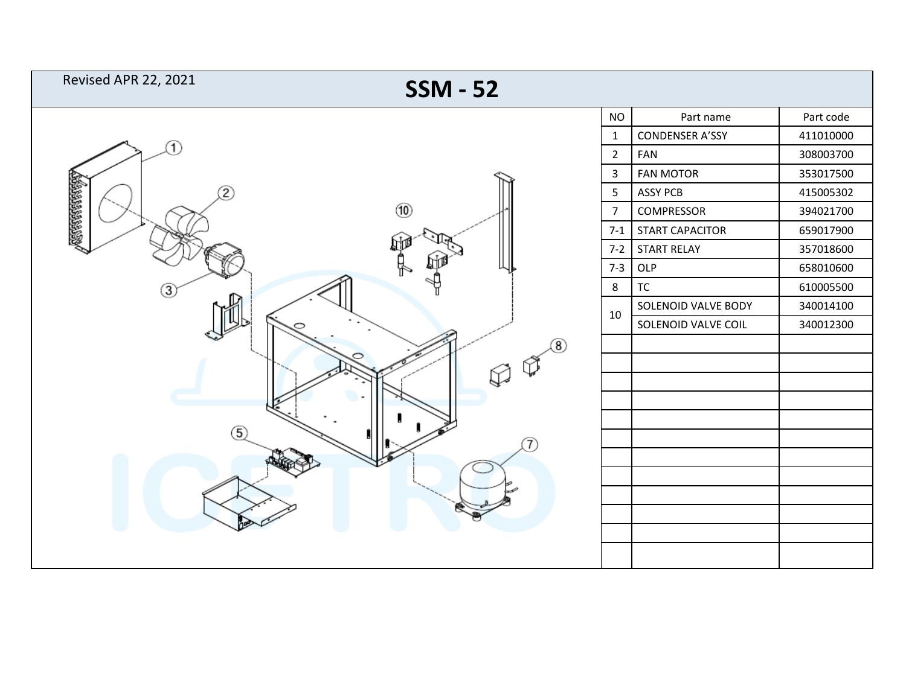Revised APR 22, 2021

# SSM - 52

| NO | Part name | Part code |
|---|---|---|
| 1 | CONDENSER A'SSY | 411010000 |
| 2 | FAN | 308003700 |
| 3 | FAN MOTOR | 353017500 |
| 5 | ASSY PCB | 415005302 |
| 7 | COMPRESSOR | 394021700 |
| 7-1 | START CAPACITOR | 659017900 |
| 7-2 | START RELAY | 357018600 |
| 7-3 | OLP | 658010600 |
| 8 | TC | 610005500 |
| 10 | SOLENOID VALVE BODY | 340014100 |
| | SOLENOID VALVE COIL | 340012300 |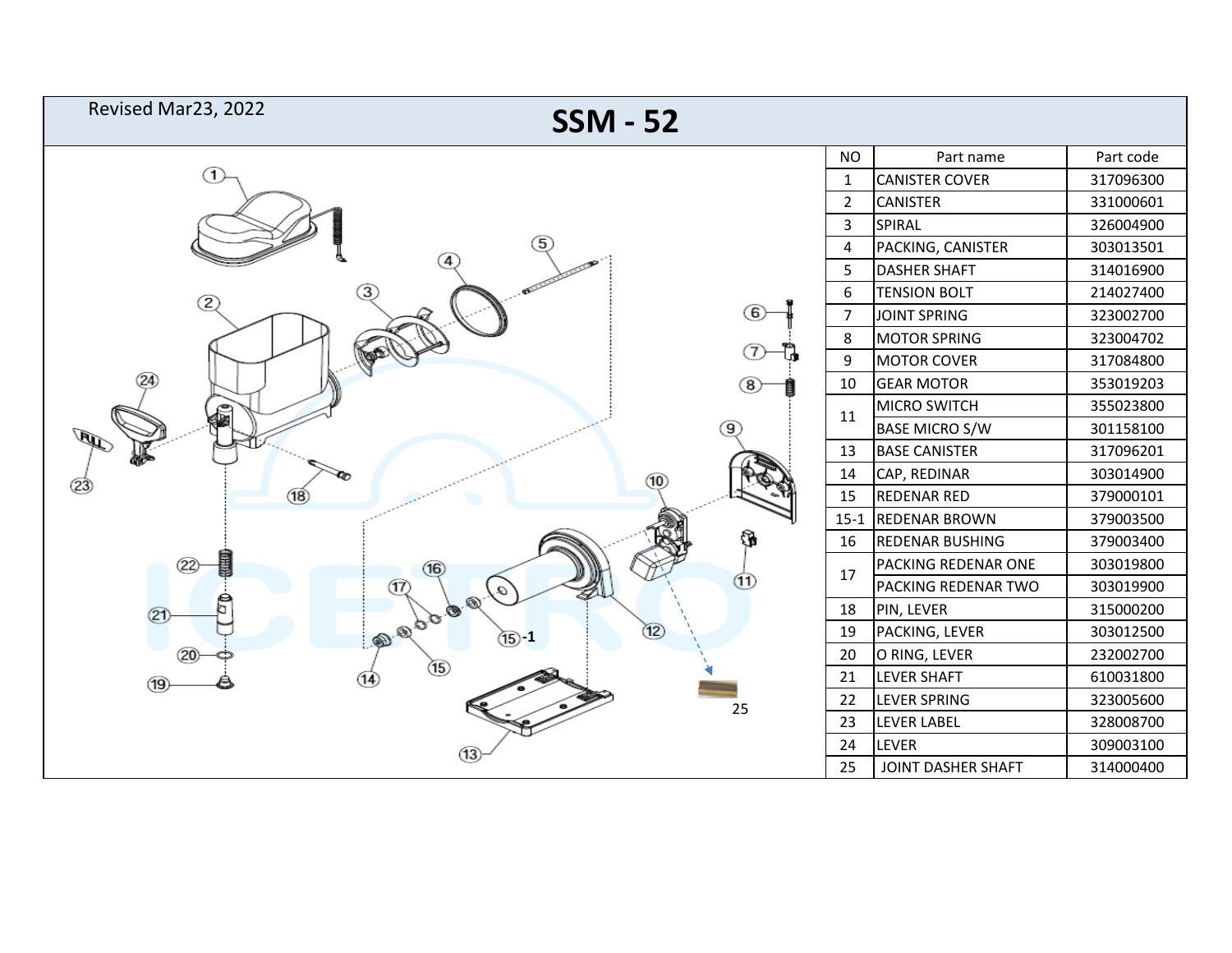Revised Mar23, 2022

# SSM - 52

| NO | Part name | Part code |
|---|---|---|
| 1 | CANISTER COVER | 317096300 |
| 2 | CANISTER | 331000601 |
| 3 | SPIRAL | 326004900 |
| 4 | PACKING, CANISTER | 303013501 |
| 5 | DASHER SHAFT | 314016900 |
| 6 | TENSION BOLT | 214027400 |
| 7 | JOINT SPRING | 323002700 |
| 8 | MOTOR SPRING | 323004702 |
| 9 | MOTOR COVER | 317084800 |
| 10 | GEAR MOTOR | 353019203 |
| 11 | MICRO SWITCH | 355023800 |
| | BASE MICRO S/W | 301158100 |
| 13 | BASE CANISTER | 317096201 |
| 14 | CAP, REDINAR | 303014900 |
| 15 | REDENAR RED | 379000101 |
| 15-1 | REDENAR BROWN | 379003500 |
| 16 | REDENAR BUSHING | 379003400 |
| 17 | PACKING REDENAR ONE | 303019800 |
| | PACKING REDENAR TWO | 303019900 |
| 18 | PIN, LEVER | 315000200 |
| 19 | PACKING, LEVER | 303012500 |
| 20 | O RING, LEVER | 232002700 |
| 21 | LEVER SHAFT | 610031800 |
| 22 | LEVER SPRING | 323005600 |
| 23 | LEVER LABEL | 328008700 |
| 24 | LEVER | 309003100 |
| 25 | JOINT DASHER SHAFT | 314000400 |